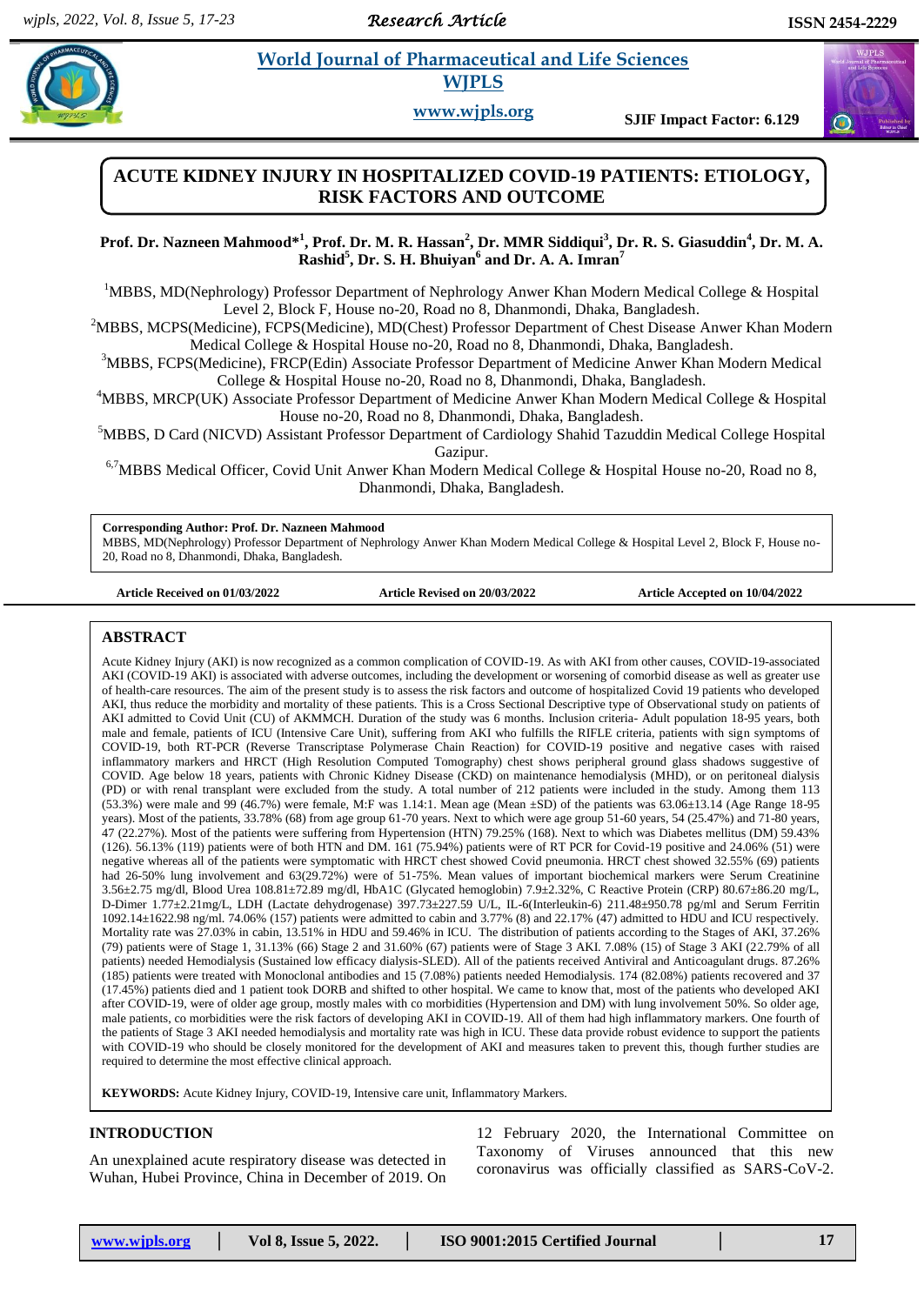# ACUTE KIDNEY INJURY IN HOSPITALIZED COVID-19 PATIENTS: ETIOLOGY, RISK FACTORS AND OUTCOME

**Prof. Dr. Nazneen Mahmood*[1], Prof. Dr. M. R. Hassan[2], Dr. MMR Siddiqui[3], Dr. R. S. Giasuddin[4], Dr. M. A. Rashid[5], Dr. S. H. Bhuiyan[6] and Dr. A. A. Imran[7]**

[1]MBBS, MD(Nephrology) Professor Department of Nephrology Anwer Khan Modern Medical College & Hospital Level 2, Block F, House no-20, Road no 8, Dhanmondi, Dhaka, Bangladesh.

[2]MBBS, MCPS(Medicine), FCPS(Medicine), MD(Chest) Professor Department of Chest Disease Anwer Khan Modern Medical College & Hospital House no-20, Road no 8, Dhanmondi, Dhaka, Bangladesh.

[3]MBBS, FCPS(Medicine), FRCP(Edin) Associate Professor Department of Medicine Anwer Khan Modern Medical College & Hospital House no-20, Road no 8, Dhanmondi, Dhaka, Bangladesh.

[4]MBBS, MRCP(UK) Associate Professor Department of Medicine Anwer Khan Modern Medical College & Hospital House no-20, Road no 8, Dhanmondi, Dhaka, Bangladesh.

[5]MBBS, D Card (NICVD) Assistant Professor Department of Cardiology Shahid Tazuddin Medical College Hospital Gazipur.

[6,7]MBBS Medical Officer, Covid Unit Anwer Khan Modern Medical College & Hospital House no-20, Road no 8, Dhanmondi, Dhaka, Bangladesh.

**Corresponding Author: Prof. Dr. Nazneen Mahmood**
MBBS, MD(Nephrology) Professor Department of Nephrology Anwer Khan Modern Medical College & Hospital Level 2, Block F, House no-20, Road no 8, Dhanmondi, Dhaka, Bangladesh.

**Article Received on 01/03/2022** **Article Revised on 20/03/2022** **Article Accepted on 10/04/2022**

## ABSTRACT

Acute Kidney Injury (AKI) is now recognized as a common complication of COVID-19. As with AKI from other causes, COVID-19-associated AKI (COVID-19 AKI) is associated with adverse outcomes, including the development or worsening of comorbid disease as well as greater use of health-care resources. The aim of the present study is to assess the risk factors and outcome of hospitalized Covid 19 patients who developed AKI, thus reduce the morbidity and mortality of these patients. This is a Cross Sectional Descriptive type of Observational study on patients of AKI admitted to Covid Unit (CU) of AKMMCH. Duration of the study was 6 months. Inclusion criteria- Adult population 18-95 years, both male and female, patients of ICU (Intensive Care Unit), suffering from AKI who fulfills the RIFLE criteria, patients with sign symptoms of COVID-19, both RT-PCR (Reverse Transcriptase Polymerase Chain Reaction) for COVID-19 positive and negative cases with raised inflammatory markers and HRCT (High Resolution Computed Tomography) chest shows peripheral ground glass shadows suggestive of COVID. Age below 18 years, patients with Chronic Kidney Disease (CKD) on maintenance hemodialysis (MHD), or on peritoneal dialysis (PD) or with renal transplant were excluded from the study. A total number of 212 patients were included in the study. Among them 113 (53.3%) were male and 99 (46.7%) were female, M:F was 1.14:1. Mean age (Mean ±SD) of the patients was 63.06±13.14 (Age Range 18-95 years). Most of the patients, 33.78% (68) from age group 61-70 years. Next to which were age group 51-60 years, 54 (25.47%) and 71-80 years, 47 (22.27%). Most of the patients were suffering from Hypertension (HTN) 79.25% (168). Next to which was Diabetes mellitus (DM) 59.43% (126). 56.13% (119) patients were of both HTN and DM. 161 (75.94%) patients were of RT PCR for Covid-19 positive and 24.06% (51) were negative whereas all of the patients were symptomatic with HRCT chest showed Covid pneumonia. HRCT chest showed 32.55% (69) patients had 26-50% lung involvement and 63(29.72%) were of 51-75%. Mean values of important biochemical markers were Serum Creatinine 3.56±2.75 mg/dl, Blood Urea 108.81±72.89 mg/dl, HbA1C (Glycated hemoglobin) 7.9±2.32%, C Reactive Protein (CRP) 80.67±86.20 mg/L, D-Dimer 1.77±2.21mg/L, LDH (Lactate dehydrogenase) 397.73±227.59 U/L, IL-6(Interleukin-6) 211.48±950.78 pg/ml and Serum Ferritin 1092.14±1622.98 ng/ml. 74.06% (157) patients were admitted to cabin and 3.77% (8) and 22.17% (47) admitted to HDU and ICU respectively. Mortality rate was 27.03% in cabin, 13.51% in HDU and 59.46% in ICU. The distribution of patients according to the Stages of AKI, 37.26% (79) patients were of Stage 1, 31.13% (66) Stage 2 and 31.60% (67) patients were of Stage 3 AKI. 7.08% (15) of Stage 3 AKI (22.79% of all patients) needed Hemodialysis (Sustained low efficacy dialysis-SLED). All of the patients received Antiviral and Anticoagulant drugs. 87.26% (185) patients were treated with Monoclonal antibodies and 15 (7.08%) patients needed Hemodialysis. 174 (82.08%) patients recovered and 37 (17.45%) patients died and 1 patient took DORB and shifted to other hospital. We came to know that, most of the patients who developed AKI after COVID-19, were of older age group, mostly males with co morbidities (Hypertension and DM) with lung involvement 50%. So older age, male patients, co morbidities were the risk factors of developing AKI in COVID-19. All of them had high inflammatory markers. One fourth of the patients of Stage 3 AKI needed hemodialysis and mortality rate was high in ICU. These data provide robust evidence to support the patients with COVID-19 who should be closely monitored for the development of AKI and measures taken to prevent this, though further studies are required to determine the most effective clinical approach.

**KEYWORDS:** Acute Kidney Injury, COVID-19, Intensive care unit, Inflammatory Markers.

## INTRODUCTION

An unexplained acute respiratory disease was detected in Wuhan, Hubei Province, China in December of 2019. On 12 February 2020, the International Committee on Taxonomy of Viruses announced that this new coronavirus was officially classified as SARS-CoV-2.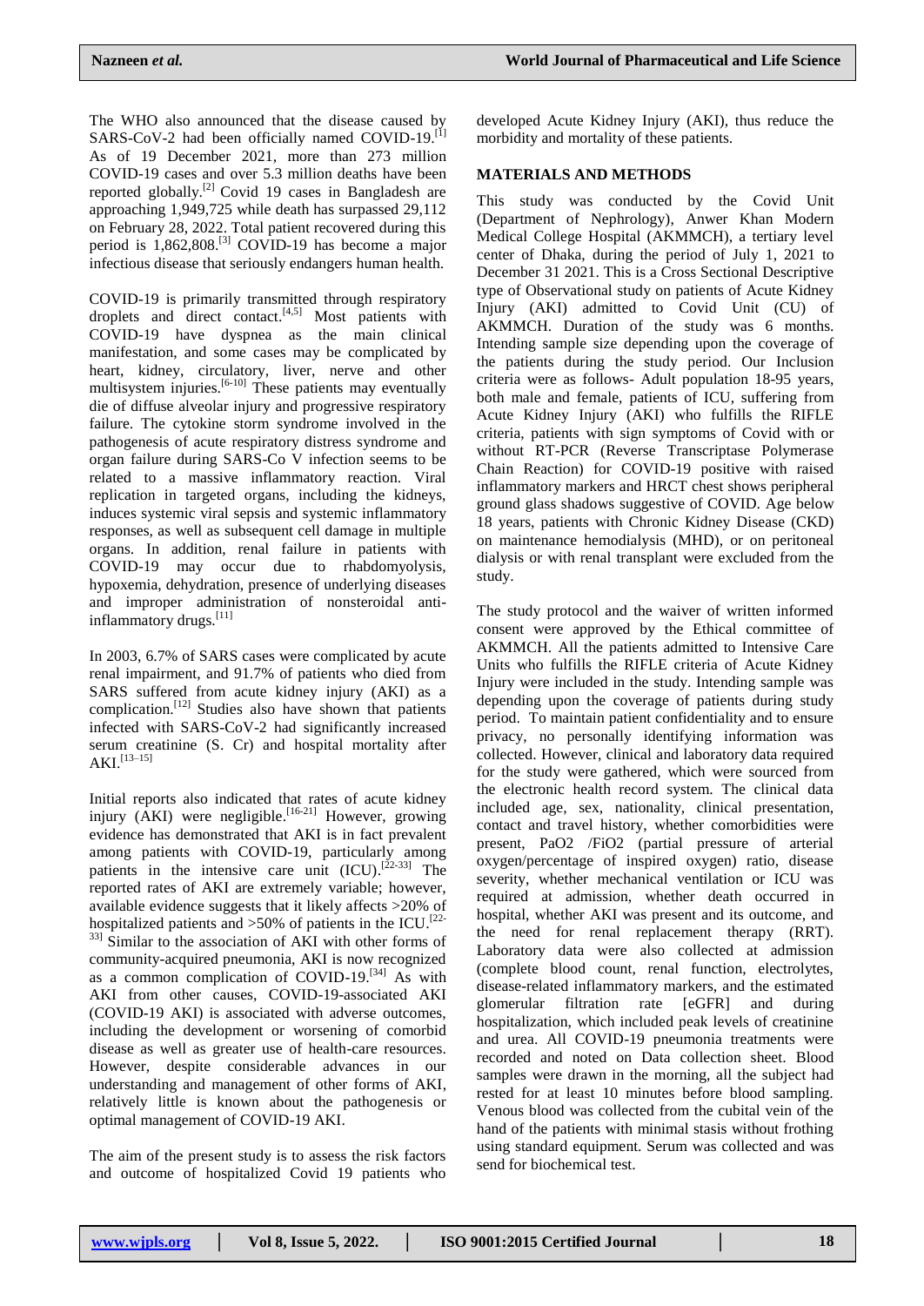The WHO also announced that the disease caused by SARS-CoV-2 had been officially named COVID-19.[1] As of 19 December 2021, more than 273 million COVID-19 cases and over 5.3 million deaths have been reported globally.[2] Covid 19 cases in Bangladesh are approaching 1,949,725 while death has surpassed 29,112 on February 28, 2022. Total patient recovered during this period is 1,862,808.[3] COVID-19 has become a major infectious disease that seriously endangers human health.

COVID-19 is primarily transmitted through respiratory droplets and direct contact.[4,5] Most patients with COVID-19 have dyspnea as the main clinical manifestation, and some cases may be complicated by heart, kidney, circulatory, liver, nerve and other multisystem injuries.[6-10] These patients may eventually die of diffuse alveolar injury and progressive respiratory failure. The cytokine storm syndrome involved in the pathogenesis of acute respiratory distress syndrome and organ failure during SARS-Co V infection seems to be related to a massive inflammatory reaction. Viral replication in targeted organs, including the kidneys, induces systemic viral sepsis and systemic inflammatory responses, as well as subsequent cell damage in multiple organs. In addition, renal failure in patients with COVID-19 may occur due to rhabdomyolysis, hypoxemia, dehydration, presence of underlying diseases and improper administration of nonsteroidal anti-inflammatory drugs.[11]

In 2003, 6.7% of SARS cases were complicated by acute renal impairment, and 91.7% of patients who died from SARS suffered from acute kidney injury (AKI) as a complication.[12] Studies also have shown that patients infected with SARS-CoV-2 had significantly increased serum creatinine (S. Cr) and hospital mortality after AKI.[13–15]

Initial reports also indicated that rates of acute kidney injury (AKI) were negligible.[16-21] However, growing evidence has demonstrated that AKI is in fact prevalent among patients with COVID-19, particularly among patients in the intensive care unit (ICU).[22-33] The reported rates of AKI are extremely variable; however, available evidence suggests that it likely affects >20% of hospitalized patients and >50% of patients in the ICU.[22-33] Similar to the association of AKI with other forms of community-acquired pneumonia, AKI is now recognized as a common complication of COVID-19.[34] As with AKI from other causes, COVID-19-associated AKI (COVID-19 AKI) is associated with adverse outcomes, including the development or worsening of comorbid disease as well as greater use of health-care resources. However, despite considerable advances in our understanding and management of other forms of AKI, relatively little is known about the pathogenesis or optimal management of COVID-19 AKI.

The aim of the present study is to assess the risk factors and outcome of hospitalized Covid 19 patients who developed Acute Kidney Injury (AKI), thus reduce the morbidity and mortality of these patients.

## MATERIALS AND METHODS

This study was conducted by the Covid Unit (Department of Nephrology), Anwer Khan Modern Medical College Hospital (AKMMCH), a tertiary level center of Dhaka, during the period of July 1, 2021 to December 31 2021. This is a Cross Sectional Descriptive type of Observational study on patients of Acute Kidney Injury (AKI) admitted to Covid Unit (CU) of AKMMCH. Duration of the study was 6 months. Intending sample size depending upon the coverage of the patients during the study period. Our Inclusion criteria were as follows- Adult population 18-95 years, both male and female, patients of ICU, suffering from Acute Kidney Injury (AKI) who fulfills the RIFLE criteria, patients with sign symptoms of Covid with or without RT-PCR (Reverse Transcriptase Polymerase Chain Reaction) for COVID-19 positive with raised inflammatory markers and HRCT chest shows peripheral ground glass shadows suggestive of COVID. Age below 18 years, patients with Chronic Kidney Disease (CKD) on maintenance hemodialysis (MHD), or on peritoneal dialysis or with renal transplant were excluded from the study.

The study protocol and the waiver of written informed consent were approved by the Ethical committee of AKMMCH. All the patients admitted to Intensive Care Units who fulfills the RIFLE criteria of Acute Kidney Injury were included in the study. Intending sample was depending upon the coverage of patients during study period. To maintain patient confidentiality and to ensure privacy, no personally identifying information was collected. However, clinical and laboratory data required for the study were gathered, which were sourced from the electronic health record system. The clinical data included age, sex, nationality, clinical presentation, contact and travel history, whether comorbidities were present, $PaO_2$ /$FiO_2$ (partial pressure of arterial oxygen/percentage of inspired oxygen) ratio, disease severity, whether mechanical ventilation or ICU was required at admission, whether death occurred in hospital, whether AKI was present and its outcome, and the need for renal replacement therapy (RRT). Laboratory data were also collected at admission (complete blood count, renal function, electrolytes, disease-related inflammatory markers, and the estimated glomerular filtration rate [eGFR] and during hospitalization, which included peak levels of creatinine and urea. All COVID-19 pneumonia treatments were recorded and noted on Data collection sheet. Blood samples were drawn in the morning, all the subject had rested for at least 10 minutes before blood sampling. Venous blood was collected from the cubital vein of the hand of the patients with minimal stasis without frothing using standard equipment. Serum was collected and was send for biochemical test.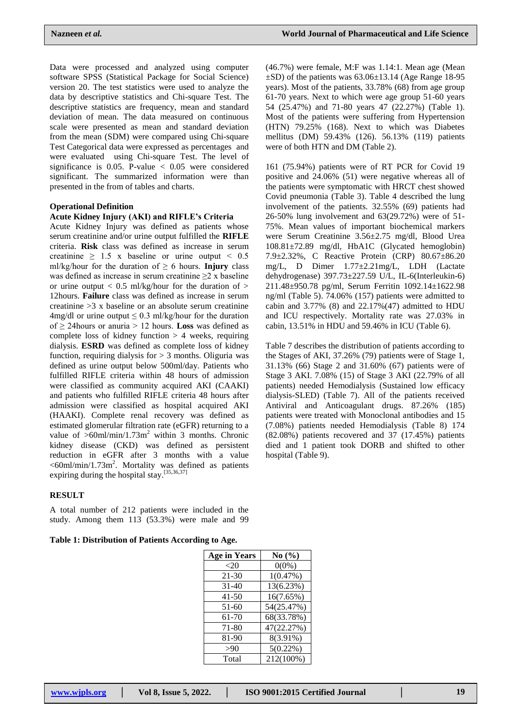Data were processed and analyzed using computer software SPSS (Statistical Package for Social Science) version 20. The test statistics were used to analyze the data by descriptive statistics and Chi-square Test. The descriptive statistics are frequency, mean and standard deviation of mean. The data measured on continuous scale were presented as mean and standard deviation from the mean (SDM) were compared using Chi-square Test Categorical data were expressed as percentages and were evaluated using Chi-square Test. The level of significance is 0.05. P-value < 0.05 were considered significant. The summarized information were than presented in the from of tables and charts.

### Operational Definition

#### Acute Kidney Injury (AKI) and RIFLE's Criteria

Acute Kidney Injury was defined as patients whose serum creatinine and/or urine output fulfilled the **RIFLE** criteria. **Risk** class was defined as increase in serum creatinine ≥ 1.5 x baseline or urine output < 0.5 ml/kg/hour for the duration of ≥ 6 hours. **Injury** class was defined as increase in serum creatinine ≥2 x baseline or urine output < 0.5 ml/kg/hour for the duration of > 12hours. **Failure** class was defined as increase in serum creatinine >3 x baseline or an absolute serum creatinine 4mg/dl or urine output ≤ 0.3 ml/kg/hour for the duration of ≥ 24hours or anuria > 12 hours. **Loss** was defined as complete loss of kidney function > 4 weeks, requiring dialysis. **ESRD** was defined as complete loss of kidney function, requiring dialysis for > 3 months. Oliguria was defined as urine output below 500ml/day. Patients who fulfilled RIFLE criteria within 48 hours of admission were classified as community acquired AKI (CAAKI) and patients who fulfilled RIFLE criteria 48 hours after admission were classified as hospital acquired AKI (HAAKI). Complete renal recovery was defined as estimated glomerular filtration rate (eGFR) returning to a value of >60ml/min/1.73m$^2$ within 3 months. Chronic kidney disease (CKD) was defined as persistent reduction in eGFR after 3 months with a value <60ml/min/1.73m$^2$. Mortality was defined as patients expiring during the hospital stay.[35,36,37]

## RESULT

A total number of 212 patients were included in the study. Among them 113 (53.3%) were male and 99 (46.7%) were female, M:F was 1.14:1. Mean age (Mean ±SD) of the patients was 63.06±13.14 (Age Range 18-95 years). Most of the patients, 33.78% (68) from age group 61-70 years. Next to which were age group 51-60 years 54 (25.47%) and 71-80 years 47 (22.27%) (Table 1). Most of the patients were suffering from Hypertension (HTN) 79.25% (168). Next to which was Diabetes mellitus (DM) 59.43% (126). 56.13% (119) patients were of both HTN and DM (Table 2).

161 (75.94%) patients were of RT PCR for Covid 19 positive and 24.06% (51) were negative whereas all of the patients were symptomatic with HRCT chest showed Covid pneumonia (Table 3). Table 4 described the lung involvement of the patients. 32.55% (69) patients had 26-50% lung involvement and 63(29.72%) were of 51-75%. Mean values of important biochemical markers were Serum Creatinine 3.56±2.75 mg/dl, Blood Urea 108.81±72.89 mg/dl, HbA1C (Glycated hemoglobin) 7.9±2.32%, C Reactive Protein (CRP) 80.67±86.20 mg/L, D Dimer 1.77±2.21mg/L, LDH (Lactate dehydrogenase) 397.73±227.59 U/L, IL-6(Interleukin-6) 211.48±950.78 pg/ml, Serum Ferritin 1092.14±1622.98 ng/ml (Table 5). 74.06% (157) patients were admitted to cabin and 3.77% (8) and 22.17%(47) admitted to HDU and ICU respectively. Mortality rate was 27.03% in cabin, 13.51% in HDU and 59.46% in ICU (Table 6).

Table 7 describes the distribution of patients according to the Stages of AKI, 37.26% (79) patients were of Stage 1, 31.13% (66) Stage 2 and 31.60% (67) patients were of Stage 3 AKI. 7.08% (15) of Stage 3 AKI (22.79% of all patients) needed Hemodialysis (Sustained low efficacy dialysis-SLED) (Table 7). All of the patients received Antiviral and Anticoagulant drugs. 87.26% (185) patients were treated with Monoclonal antibodies and 15 (7.08%) patients needed Hemodialysis (Table 8) 174 (82.08%) patients recovered and 37 (17.45%) patients died and 1 patient took DORB and shifted to other hospital (Table 9).

**Table 1: Distribution of Patients According to Age.**

| Age in Years | No (%) |
|---|---|
| <20 | 0(0%) |
| 21-30 | 1(0.47%) |
| 31-40 | 13(6.23%) |
| 41-50 | 16(7.65%) |
| 51-60 | 54(25.47%) |
| 61-70 | 68(33.78%) |
| 71-80 | 47(22.27%) |
| 81-90 | 8(3.91%) |
| >90 | 5(0.22%) |
| Total | 212(100%) |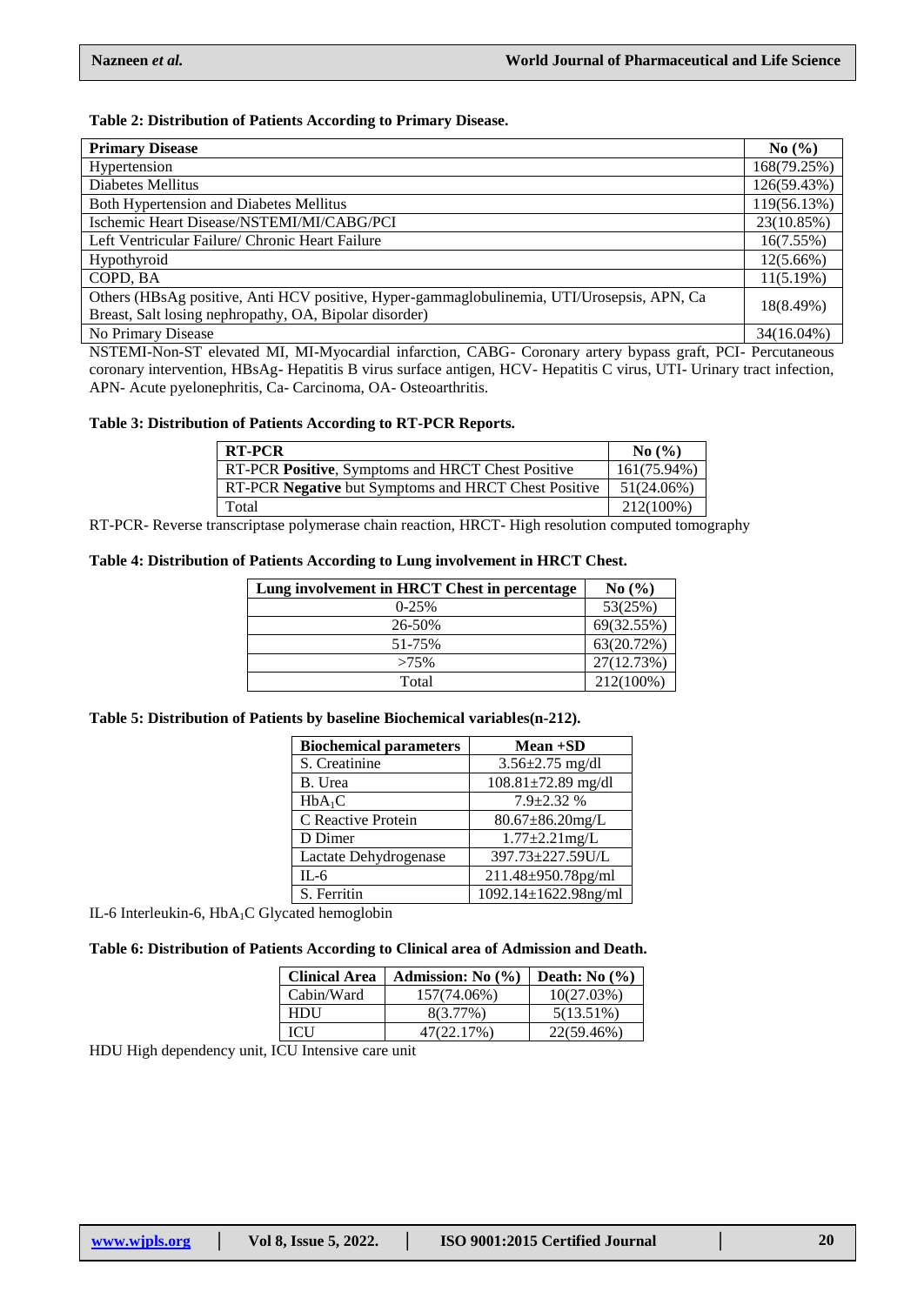**Table 2: Distribution of Patients According to Primary Disease.**

| Primary Disease | No (%) |
|---|---|
| Hypertension | 168(79.25%) |
| Diabetes Mellitus | 126(59.43%) |
| Both Hypertension and Diabetes Mellitus | 119(56.13%) |
| Ischemic Heart Disease/NSTEMI/MI/CABG/PCI | 23(10.85%) |
| Left Ventricular Failure/ Chronic Heart Failure | 16(7.55%) |
| Hypothyroid | 12(5.66%) |
| COPD, BA | 11(5.19%) |
| Others (HBsAg positive, Anti HCV positive, Hyper-gammaglobulinemia, UTI/Urosepsis, APN, Ca Breast, Salt losing nephropathy, OA, Bipolar disorder) | 18(8.49%) |
| No Primary Disease | 34(16.04%) |

NSTEMI-Non-ST elevated MI, MI-Myocardial infarction, CABG- Coronary artery bypass graft, PCI- Percutaneous coronary intervention, HBsAg- Hepatitis B virus surface antigen, HCV- Hepatitis C virus, UTI- Urinary tract infection, APN- Acute pyelonephritis, Ca- Carcinoma, OA- Osteoarthritis.

**Table 3: Distribution of Patients According to RT-PCR Reports.**

| RT-PCR | No (%) |
|---|---|
| RT-PCR **Positive**, Symptoms and HRCT Chest Positive | 161(75.94%) |
| RT-PCR **Negative** but Symptoms and HRCT Chest Positive | 51(24.06%) |
| Total | 212(100%) |

RT-PCR- Reverse transcriptase polymerase chain reaction, HRCT- High resolution computed tomography

**Table 4: Distribution of Patients According to Lung involvement in HRCT Chest.**

| Lung involvement in HRCT Chest in percentage | No (%) |
|---|---|
| 0-25% | 53(25%) |
| 26-50% | 69(32.55%) |
| 51-75% | 63(20.72%) |
| >75% | 27(12.73%) |
| Total | 212(100%) |

**Table 5: Distribution of Patients by baseline Biochemical variables(n-212).**

| Biochemical parameters | Mean +SD |
|---|---|
| S. Creatinine | 3.56±2.75 mg/dl |
| B. Urea | 108.81±72.89 mg/dl |
| $HbA_1C$ | 7.9±2.32 % |
| C Reactive Protein | 80.67±86.20mg/L |
| D Dimer | 1.77±2.21mg/L |
| Lactate Dehydrogenase | 397.73±227.59U/L |
| IL-6 | 211.48±950.78pg/ml |
| S. Ferritin | 1092.14±1622.98ng/ml |

IL-6 Interleukin-6, $HbA_1C$ Glycated hemoglobin

**Table 6: Distribution of Patients According to Clinical area of Admission and Death.**

| Clinical Area | Admission: No (%) | Death: No (%) |
|---|---|---|
| Cabin/Ward | 157(74.06%) | 10(27.03%) |
| HDU | 8(3.77%) | 5(13.51%) |
| ICU | 47(22.17%) | 22(59.46%) |

HDU High dependency unit, ICU Intensive care unit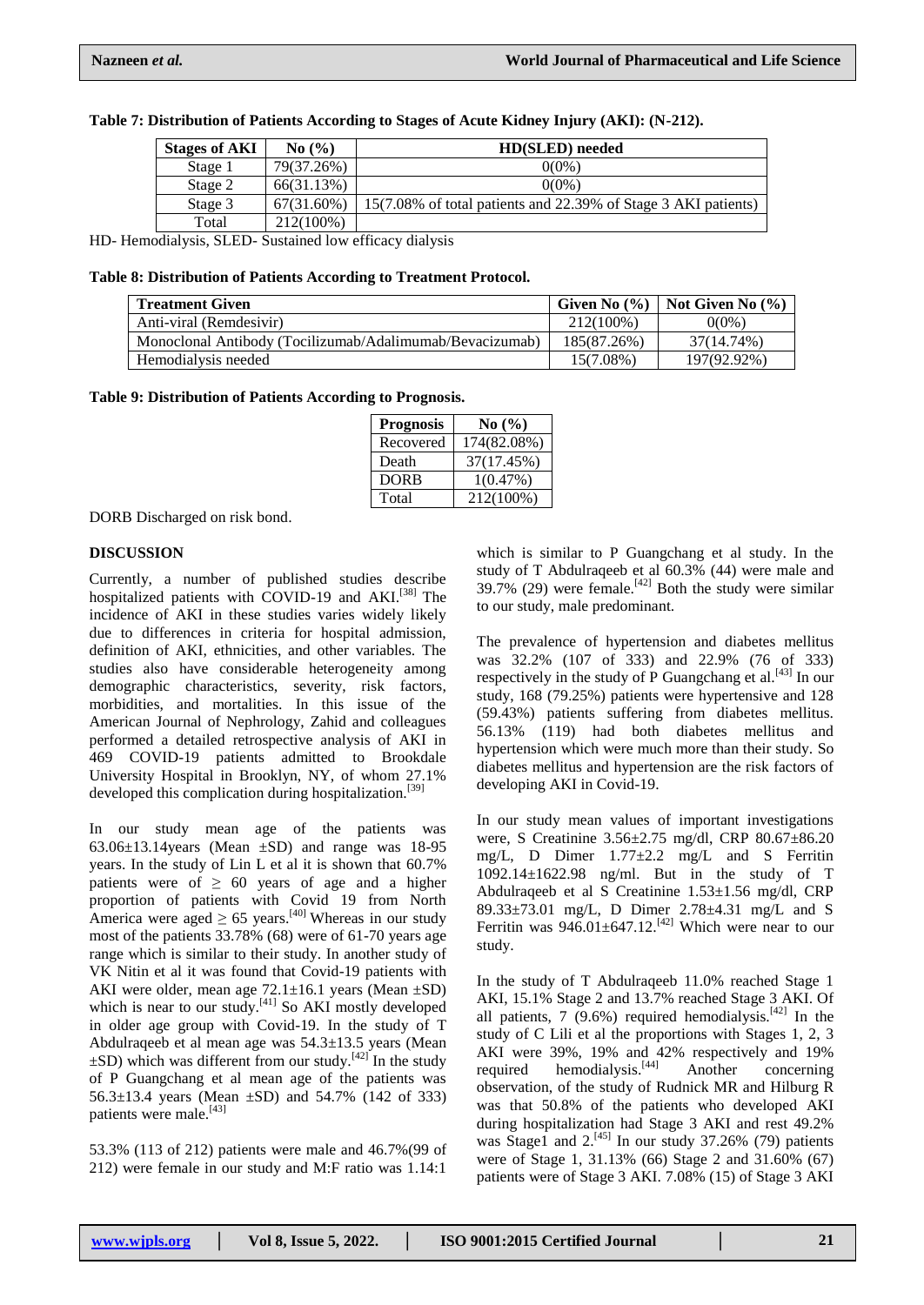**Table 7: Distribution of Patients According to Stages of Acute Kidney Injury (AKI): (N-212).**

| Stages of AKI | No (%) | HD(SLED) needed |
|---|---|---|
| Stage 1 | 79(37.26%) | 0(0%) |
| Stage 2 | 66(31.13%) | 0(0%) |
| Stage 3 | 67(31.60%) | 15(7.08% of total patients and 22.39% of Stage 3 AKI patients) |
| Total | 212(100%) | |

HD- Hemodialysis, SLED- Sustained low efficacy dialysis

**Table 8: Distribution of Patients According to Treatment Protocol.**

| Treatment Given | Given No (%) | Not Given No (%) |
|---|---|---|
| Anti-viral (Remdesivir) | 212(100%) | 0(0%) |
| Monoclonal Antibody (Tocilizumab/Adalimumab/Bevacizumab) | 185(87.26%) | 37(14.74%) |
| Hemodialysis needed | 15(7.08%) | 197(92.92%) |

**Table 9: Distribution of Patients According to Prognosis.**

| Prognosis | No (%) |
|---|---|
| Recovered | 174(82.08%) |
| Death | 37(17.45%) |
| DORB | 1(0.47%) |
| Total | 212(100%) |

DORB Discharged on risk bond.

## DISCUSSION

Currently, a number of published studies describe hospitalized patients with COVID-19 and AKI.[38] The incidence of AKI in these studies varies widely likely due to differences in criteria for hospital admission, definition of AKI, ethnicities, and other variables. The studies also have considerable heterogeneity among demographic characteristics, severity, risk factors, morbidities, and mortalities. In this issue of the American Journal of Nephrology, Zahid and colleagues performed a detailed retrospective analysis of AKI in 469 COVID-19 patients admitted to Brookdale University Hospital in Brooklyn, NY, of whom 27.1% developed this complication during hospitalization.[39]

In our study mean age of the patients was 63.06±13.14years (Mean ±SD) and range was 18-95 years. In the study of Lin L et al it is shown that 60.7% patients were of ≥ 60 years of age and a higher proportion of patients with Covid 19 from North America were aged ≥ 65 years.[40] Whereas in our study most of the patients 33.78% (68) were of 61-70 years age range which is similar to their study. In another study of VK Nitin et al it was found that Covid-19 patients with AKI were older, mean age 72.1±16.1 years (Mean ±SD) which is near to our study.[41] So AKI mostly developed in older age group with Covid-19. In the study of T Abdulraqeeb et al mean age was 54.3±13.5 years (Mean ±SD) which was different from our study.[42] In the study of P Guangchang et al mean age of the patients was 56.3±13.4 years (Mean ±SD) and 54.7% (142 of 333) patients were male.[43]

53.3% (113 of 212) patients were male and 46.7%(99 of 212) were female in our study and M:F ratio was 1.14:1 which is similar to P Guangchang et al study. In the study of T Abdulraqeeb et al 60.3% (44) were male and 39.7% (29) were female.[42] Both the study were similar to our study, male predominant.

The prevalence of hypertension and diabetes mellitus was 32.2% (107 of 333) and 22.9% (76 of 333) respectively in the study of P Guangchang et al.[43] In our study, 168 (79.25%) patients were hypertensive and 128 (59.43%) patients suffering from diabetes mellitus. 56.13% (119) had both diabetes mellitus and hypertension which were much more than their study. So diabetes mellitus and hypertension are the risk factors of developing AKI in Covid-19.

In our study mean values of important investigations were, S Creatinine 3.56±2.75 mg/dl, CRP 80.67±86.20 mg/L, D Dimer 1.77±2.2 mg/L and S Ferritin 1092.14±1622.98 ng/ml. But in the study of T Abdulraqeeb et al S Creatinine 1.53±1.56 mg/dl, CRP 89.33±73.01 mg/L, D Dimer 2.78±4.31 mg/L and S Ferritin was 946.01±647.12.[42] Which were near to our study.

In the study of T Abdulraqeeb 11.0% reached Stage 1 AKI, 15.1% Stage 2 and 13.7% reached Stage 3 AKI. Of all patients, 7 (9.6%) required hemodialysis.[42] In the study of C Lili et al the proportions with Stages 1, 2, 3 AKI were 39%, 19% and 42% respectively and 19% required hemodialysis.[44] Another concerning observation, of the study of Rudnick MR and Hilburg R was that 50.8% of the patients who developed AKI during hospitalization had Stage 3 AKI and rest 49.2% was Stage1 and 2.[45] In our study 37.26% (79) patients were of Stage 1, 31.13% (66) Stage 2 and 31.60% (67) patients were of Stage 3 AKI. 7.08% (15) of Stage 3 AKI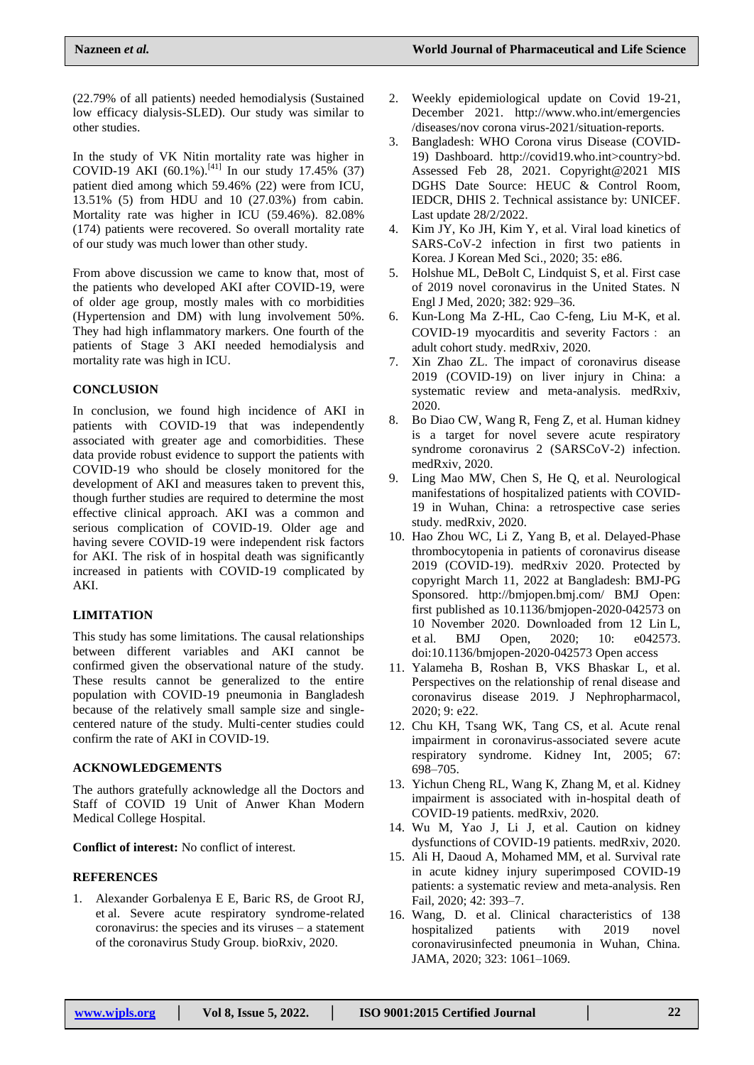(22.79% of all patients) needed hemodialysis (Sustained low efficacy dialysis-SLED). Our study was similar to other studies.

In the study of VK Nitin mortality rate was higher in COVID-19 AKI (60.1%).[41] In our study 17.45% (37) patient died among which 59.46% (22) were from ICU, 13.51% (5) from HDU and 10 (27.03%) from cabin. Mortality rate was higher in ICU (59.46%). 82.08% (174) patients were recovered. So overall mortality rate of our study was much lower than other study.

From above discussion we came to know that, most of the patients who developed AKI after COVID-19, were of older age group, mostly males with co morbidities (Hypertension and DM) with lung involvement 50%. They had high inflammatory markers. One fourth of the patients of Stage 3 AKI needed hemodialysis and mortality rate was high in ICU.

## CONCLUSION

In conclusion, we found high incidence of AKI in patients with COVID-19 that was independently associated with greater age and comorbidities. These data provide robust evidence to support the patients with COVID-19 who should be closely monitored for the development of AKI and measures taken to prevent this, though further studies are required to determine the most effective clinical approach. AKI was a common and serious complication of COVID-19. Older age and having severe COVID-19 were independent risk factors for AKI. The risk of in hospital death was significantly increased in patients with COVID-19 complicated by AKI.

## LIMITATION

This study has some limitations. The causal relationships between different variables and AKI cannot be confirmed given the observational nature of the study. These results cannot be generalized to the entire population with COVID-19 pneumonia in Bangladesh because of the relatively small sample size and single-centered nature of the study. Multi-center studies could confirm the rate of AKI in COVID-19.

## ACKNOWLEDGEMENTS

The authors gratefully acknowledge all the Doctors and Staff of COVID 19 Unit of Anwer Khan Modern Medical College Hospital.

**Conflict of interest:** No conflict of interest.

## REFERENCES

1. Alexander Gorbalenya E E, Baric RS, de Groot RJ, et al. Severe acute respiratory syndrome-related coronavirus: the species and its viruses – a statement of the coronavirus Study Group. bioRxiv, 2020.
2. Weekly epidemiological update on Covid 19-21, December 2021. http://www.who.int/emergencies /diseases/nov corona virus-2021/situation-reports.
3. Bangladesh: WHO Corona virus Disease (COVID-19) Dashboard. http://covid19.who.int>country>bd. Assessed Feb 28, 2021. Copyright@2021 MIS DGHS Date Source: HEUC & Control Room, IEDCR, DHIS 2. Technical assistance by: UNICEF. Last update 28/2/2022.
4. Kim JY, Ko JH, Kim Y, et al. Viral load kinetics of SARS-CoV-2 infection in first two patients in Korea. J Korean Med Sci., 2020; 35: e86.
5. Holshue ML, DeBolt C, Lindquist S, et al. First case of 2019 novel coronavirus in the United States. N Engl J Med, 2020; 382: 929–36.
6. Kun-Long Ma Z-HL, Cao C-feng, Liu M-K, et al. COVID-19 myocarditis and severity Factors： an adult cohort study. medRxiv, 2020.
7. Xin Zhao ZL. The impact of coronavirus disease 2019 (COVID-19) on liver injury in China: a systematic review and meta-analysis. medRxiv, 2020.
8. Bo Diao CW, Wang R, Feng Z, et al. Human kidney is a target for novel severe acute respiratory syndrome coronavirus 2 (SARSCoV-2) infection. medRxiv, 2020.
9. Ling Mao MW, Chen S, He Q, et al. Neurological manifestations of hospitalized patients with COVID-19 in Wuhan, China: a retrospective case series study. medRxiv, 2020.
10. Hao Zhou WC, Li Z, Yang B, et al. Delayed-Phase thrombocytopenia in patients of coronavirus disease 2019 (COVID-19). medRxiv 2020. Protected by copyright March 11, 2022 at Bangladesh: BMJ-PG Sponsored. http://bmjopen.bmj.com/ BMJ Open: first published as 10.1136/bmjopen-2020-042573 on 10 November 2020. Downloaded from 12 Lin L, et al. BMJ Open, 2020; 10: e042573. doi:10.1136/bmjopen-2020-042573 Open access
11. Yalameha B, Roshan B, VKS Bhaskar L, et al. Perspectives on the relationship of renal disease and coronavirus disease 2019. J Nephropharmacol, 2020; 9: e22.
12. Chu KH, Tsang WK, Tang CS, et al. Acute renal impairment in coronavirus-associated severe acute respiratory syndrome. Kidney Int, 2005; 67: 698–705.
13. Yichun Cheng RL, Wang K, Zhang M, et al. Kidney impairment is associated with in-hospital death of COVID-19 patients. medRxiv, 2020.
14. Wu M, Yao J, Li J, et al. Caution on kidney dysfunctions of COVID-19 patients. medRxiv, 2020.
15. Ali H, Daoud A, Mohamed MM, et al. Survival rate in acute kidney injury superimposed COVID-19 patients: a systematic review and meta-analysis. Ren Fail, 2020; 42: 393–7.
16. Wang, D. et al. Clinical characteristics of 138 hospitalized patients with 2019 novel coronavirusinfected pneumonia in Wuhan, China. JAMA, 2020; 323: 1061–1069.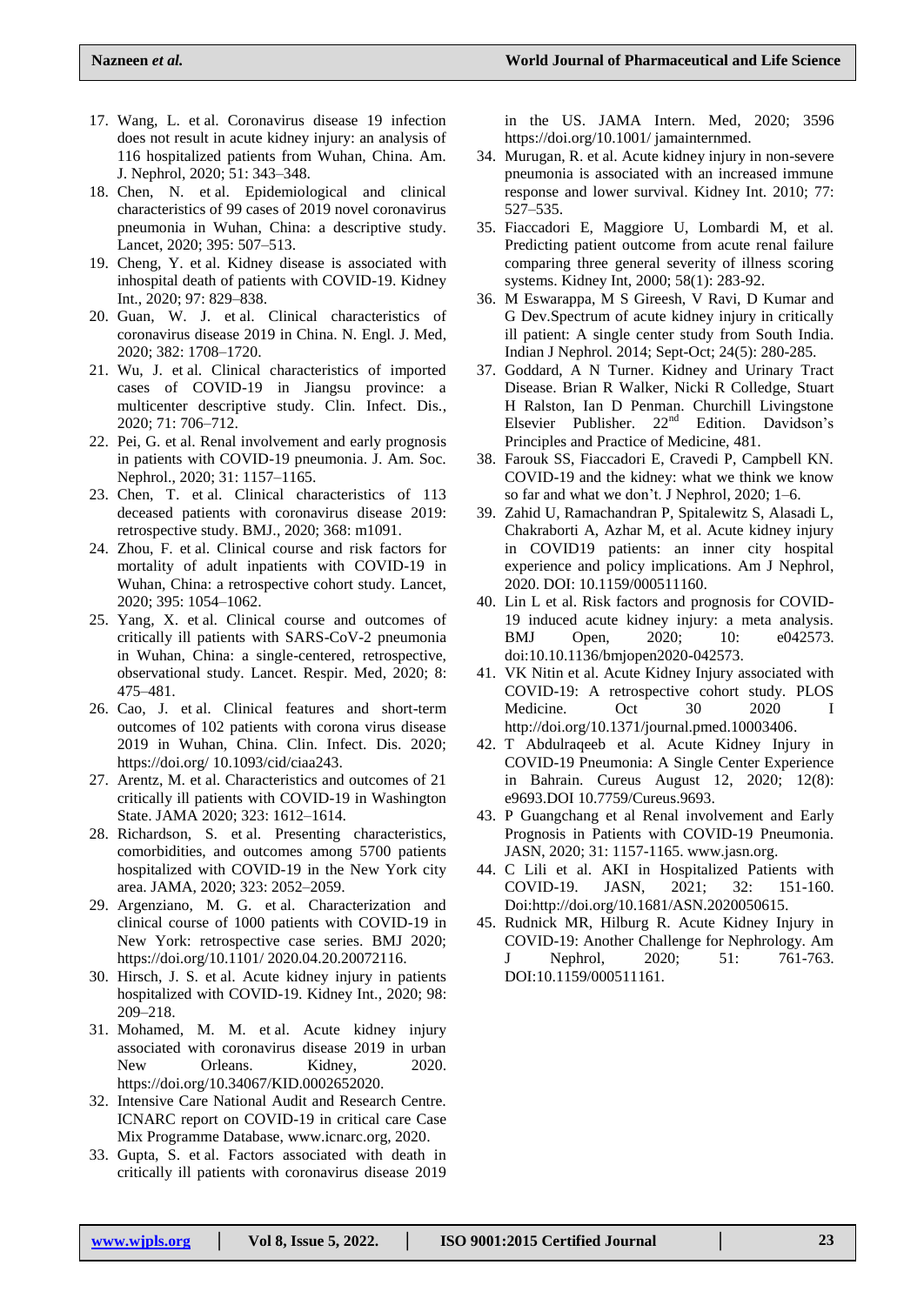17. Wang, L. et al. Coronavirus disease 19 infection does not result in acute kidney injury: an analysis of 116 hospitalized patients from Wuhan, China. Am. J. Nephrol, 2020; 51: 343–348.
18. Chen, N. et al. Epidemiological and clinical characteristics of 99 cases of 2019 novel coronavirus pneumonia in Wuhan, China: a descriptive study. Lancet, 2020; 395: 507–513.
19. Cheng, Y. et al. Kidney disease is associated with inhospital death of patients with COVID-19. Kidney Int., 2020; 97: 829–838.
20. Guan, W. J. et al. Clinical characteristics of coronavirus disease 2019 in China. N. Engl. J. Med, 2020; 382: 1708–1720.
21. Wu, J. et al. Clinical characteristics of imported cases of COVID-19 in Jiangsu province: a multicenter descriptive study. Clin. Infect. Dis., 2020; 71: 706–712.
22. Pei, G. et al. Renal involvement and early prognosis in patients with COVID-19 pneumonia. J. Am. Soc. Nephrol., 2020; 31: 1157–1165.
23. Chen, T. et al. Clinical characteristics of 113 deceased patients with coronavirus disease 2019: retrospective study. BMJ., 2020; 368: m1091.
24. Zhou, F. et al. Clinical course and risk factors for mortality of adult inpatients with COVID-19 in Wuhan, China: a retrospective cohort study. Lancet, 2020; 395: 1054–1062.
25. Yang, X. et al. Clinical course and outcomes of critically ill patients with SARS-CoV-2 pneumonia in Wuhan, China: a single-centered, retrospective, observational study. Lancet. Respir. Med, 2020; 8: 475–481.
26. Cao, J. et al. Clinical features and short-term outcomes of 102 patients with corona virus disease 2019 in Wuhan, China. Clin. Infect. Dis. 2020; https://doi.org/ 10.1093/cid/ciaa243.
27. Arentz, M. et al. Characteristics and outcomes of 21 critically ill patients with COVID-19 in Washington State. JAMA 2020; 323: 1612–1614.
28. Richardson, S. et al. Presenting characteristics, comorbidities, and outcomes among 5700 patients hospitalized with COVID-19 in the New York city area. JAMA, 2020; 323: 2052–2059.
29. Argenziano, M. G. et al. Characterization and clinical course of 1000 patients with COVID-19 in New York: retrospective case series. BMJ 2020; https://doi.org/10.1101/ 2020.04.20.20072116.
30. Hirsch, J. S. et al. Acute kidney injury in patients hospitalized with COVID-19. Kidney Int., 2020; 98: 209–218.
31. Mohamed, M. M. et al. Acute kidney injury associated with coronavirus disease 2019 in urban New Orleans. Kidney, 2020. https://doi.org/10.34067/KID.0002652020.
32. Intensive Care National Audit and Research Centre. ICNARC report on COVID-19 in critical care Case Mix Programme Database, www.icnarc.org, 2020.
33. Gupta, S. et al. Factors associated with death in critically ill patients with coronavirus disease 2019 in the US. JAMA Intern. Med, 2020; 3596 https://doi.org/10.1001/ jamainternmed.
34. Murugan, R. et al. Acute kidney injury in non-severe pneumonia is associated with an increased immune response and lower survival. Kidney Int. 2010; 77: 527–535.
35. Fiaccadori E, Maggiore U, Lombardi M, et al. Predicting patient outcome from acute renal failure comparing three general severity of illness scoring systems. Kidney Int, 2000; 58(1): 283-92.
36. M Eswarappa, M S Gireesh, V Ravi, D Kumar and G Dev.Spectrum of acute kidney injury in critically ill patient: A single center study from South India. Indian J Nephrol. 2014; Sept-Oct; 24(5): 280-285.
37. Goddard, A N Turner. Kidney and Urinary Tract Disease. Brian R Walker, Nicki R Colledge, Stuart H Ralston, Ian D Penman. Churchill Livingstone Elsevier Publisher. 22nd Edition. Davidson's Principles and Practice of Medicine, 481.
38. Farouk SS, Fiaccadori E, Cravedi P, Campbell KN. COVID-19 and the kidney: what we think we know so far and what we don't. J Nephrol, 2020; 1–6.
39. Zahid U, Ramachandran P, Spitalewitz S, Alasadi L, Chakraborti A, Azhar M, et al. Acute kidney injury in COVID19 patients: an inner city hospital experience and policy implications. Am J Nephrol, 2020. DOI: 10.1159/000511160.
40. Lin L et al. Risk factors and prognosis for COVID-19 induced acute kidney injury: a meta analysis. BMJ Open, 2020; 10: e042573. doi:10.10.1136/bmjopen2020-042573.
41. VK Nitin et al. Acute Kidney Injury associated with COVID-19: A retrospective cohort study. PLOS Medicine. Oct 30 2020 I http://doi.org/10.1371/journal.pmed.10003406.
42. T Abdulraqeeb et al. Acute Kidney Injury in COVID-19 Pneumonia: A Single Center Experience in Bahrain. Cureus August 12, 2020; 12(8): e9693.DOI 10.7759/Cureus.9693.
43. P Guangchang et al Renal involvement and Early Prognosis in Patients with COVID-19 Pneumonia. JASN, 2020; 31: 1157-1165. www.jasn.org.
44. C Lili et al. AKI in Hospitalized Patients with COVID-19. JASN, 2021; 32: 151-160. Doi:http://doi.org/10.1681/ASN.2020050615.
45. Rudnick MR, Hilburg R. Acute Kidney Injury in COVID-19: Another Challenge for Nephrology. Am J Nephrol, 2020; 51: 761-763. DOI:10.1159/000511161.